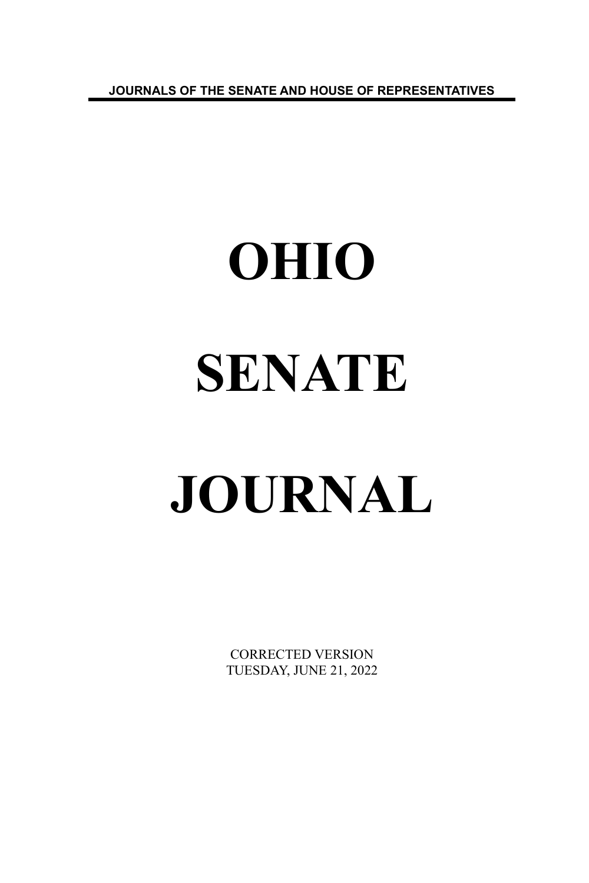JOURNALS OF THE SENATE AND HOUSE OF REPRESENTATIVES

# OHIO

# SENATE

# JOURNAL

CORRECTED VERSION
TUESDAY, JUNE 21, 2022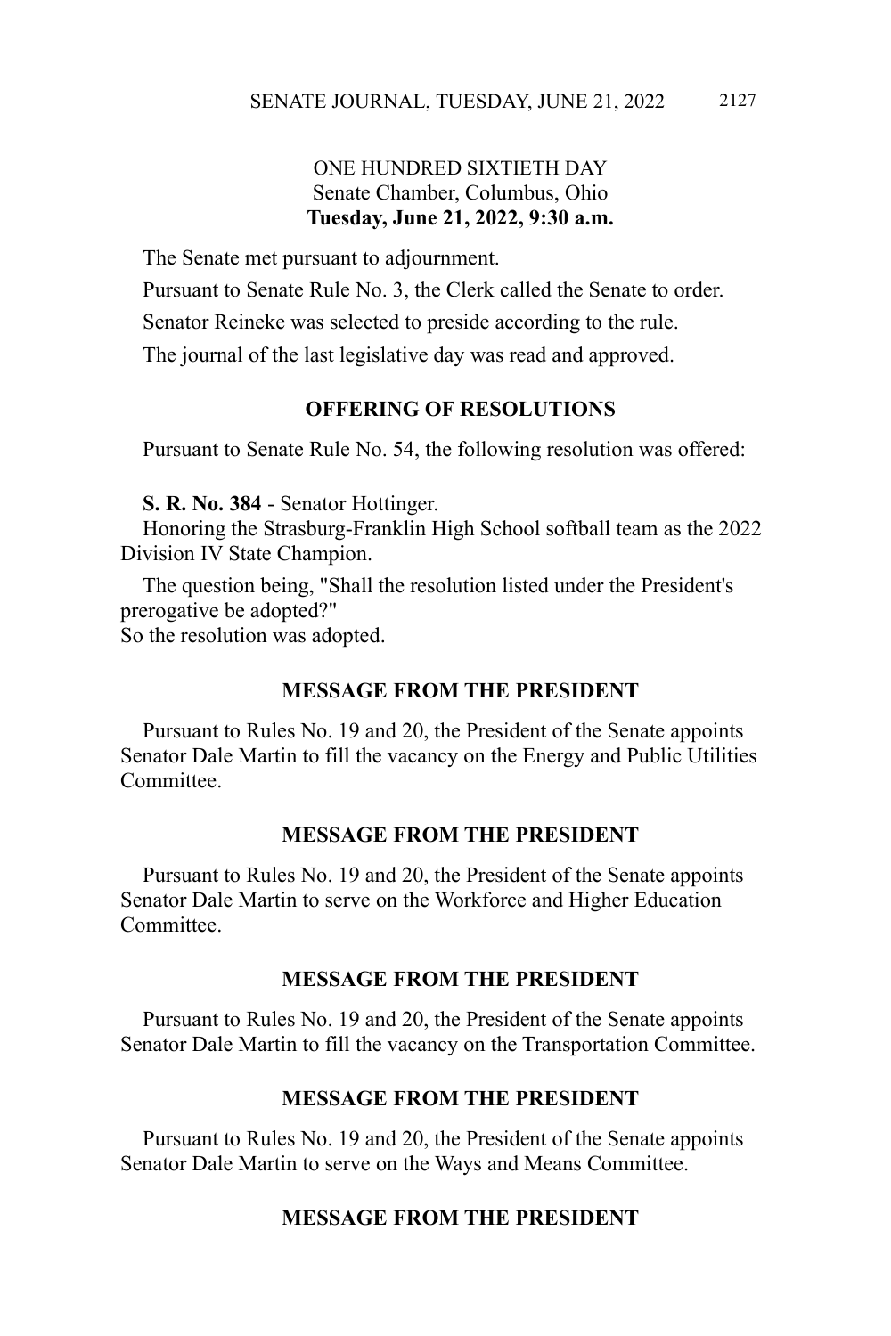ONE HUNDRED SIXTIETH DAY
Senate Chamber, Columbus, Ohio
**Tuesday, June 21, 2022, 9:30 a.m.**

The Senate met pursuant to adjournment.

Pursuant to Senate Rule No. 3, the Clerk called the Senate to order.

Senator Reineke was selected to preside according to the rule.

The journal of the last legislative day was read and approved.

## OFFERING OF RESOLUTIONS

Pursuant to Senate Rule No. 54, the following resolution was offered:

**S. R. No. 384** - Senator Hottinger.
Honoring the Strasburg-Franklin High School softball team as the 2022 Division IV State Champion.

The question being, "Shall the resolution listed under the President's prerogative be adopted?"
So the resolution was adopted.

## MESSAGE FROM THE PRESIDENT

Pursuant to Rules No. 19 and 20, the President of the Senate appoints Senator Dale Martin to fill the vacancy on the Energy and Public Utilities Committee.

## MESSAGE FROM THE PRESIDENT

Pursuant to Rules No. 19 and 20, the President of the Senate appoints Senator Dale Martin to serve on the Workforce and Higher Education Committee.

## MESSAGE FROM THE PRESIDENT

Pursuant to Rules No. 19 and 20, the President of the Senate appoints Senator Dale Martin to fill the vacancy on the Transportation Committee.

## MESSAGE FROM THE PRESIDENT

Pursuant to Rules No. 19 and 20, the President of the Senate appoints Senator Dale Martin to serve on the Ways and Means Committee.

## MESSAGE FROM THE PRESIDENT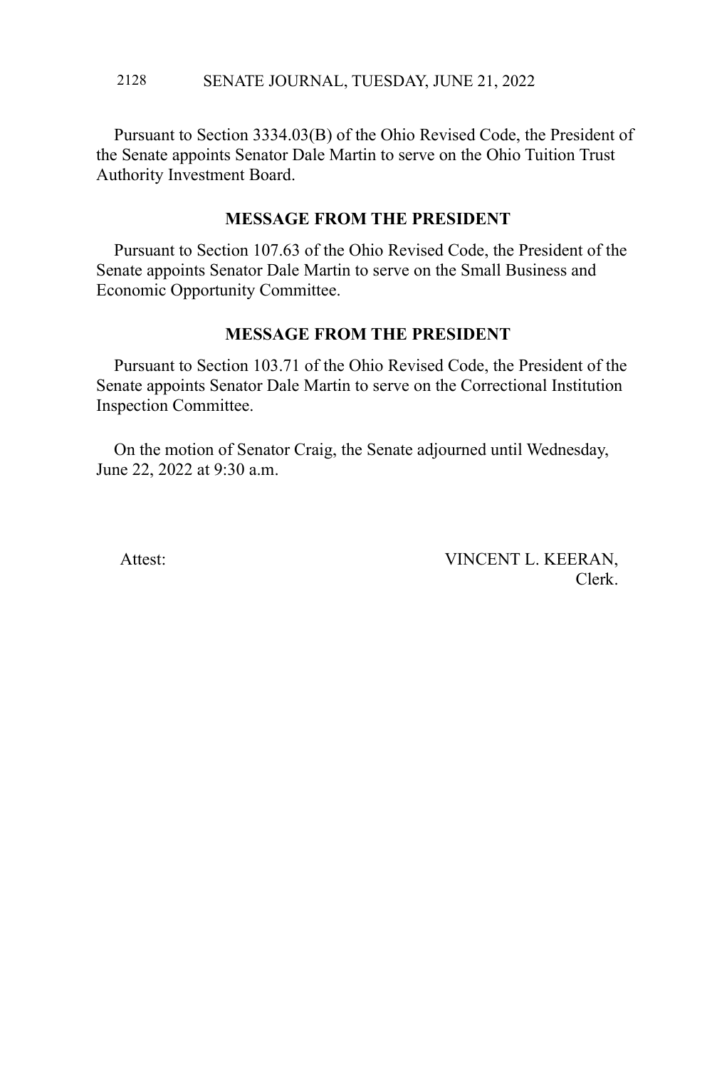Pursuant to Section 3334.03(B) of the Ohio Revised Code, the President of the Senate appoints Senator Dale Martin to serve on the Ohio Tuition Trust Authority Investment Board.

## MESSAGE FROM THE PRESIDENT

Pursuant to Section 107.63 of the Ohio Revised Code, the President of the Senate appoints Senator Dale Martin to serve on the Small Business and Economic Opportunity Committee.

## MESSAGE FROM THE PRESIDENT

Pursuant to Section 103.71 of the Ohio Revised Code, the President of the Senate appoints Senator Dale Martin to serve on the Correctional Institution Inspection Committee.

On the motion of Senator Craig, the Senate adjourned until Wednesday, June 22, 2022 at 9:30 a.m.

Attest: VINCENT L. KEERAN,
Clerk.